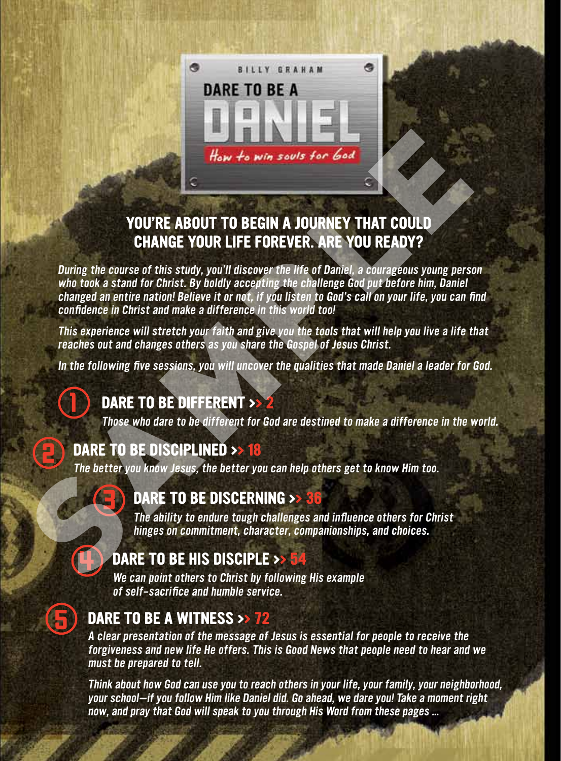BILLY GRAHAM

# DARE TO BE A DANIEL

*How to win souls for God*

## YOU'RE ABOUT TO BEGIN A JOURNEY THAT COULD CHANGE YOUR LIFE FOREVER. ARE YOU READY?

*During the course of this study, you'll discover the life of Daniel, a courageous young person who took a stand for Christ. By boldly accepting the challenge God put before him, Daniel changed an entire nation! Believe it or not, if you listen to God's call on your life, you can find confidence in Christ and make a difference in this world too!*

*This experience will stretch your faith and give you the tools that will help you live a life that reaches out and changes others as you share the Gospel of Jesus Christ.*

*In the following five sessions, you will uncover the qualities that made Daniel a leader for God.*

### 1 DARE TO BE DIFFERENT >> 2

*Those who dare to be different for God are destined to make a difference in the world.*

### 2 DARE TO BE DISCIPLINED >> 18

*The better you know Jesus, the better you can help others get to know Him too.*

### 3 DARE TO BE DISCERNING >> 36

*The ability to endure tough challenges and influence others for Christ hinges on commitment, character, companionships, and choices.*

### 4 DARE TO BE HIS DISCIPLE >> 54

*We can point others to Christ by following His example of self-sacrifice and humble service.*

### 5 DARE TO BE A WITNESS >> 72

*A clear presentation of the message of Jesus is essential for people to receive the forgiveness and new life He offers. This is Good News that people need to hear and we must be prepared to tell.*

*Think about how God can use you to reach others in your life, your family, your neighborhood, your school—if you follow Him like Daniel did. Go ahead, we dare you! Take a moment right now, and pray that God will speak to you through His Word from these pages ...*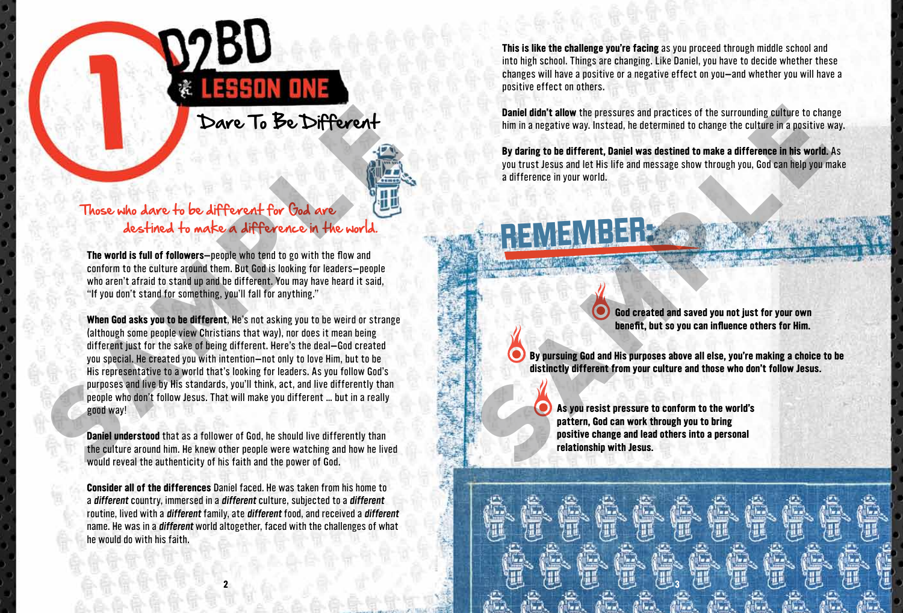# D2BD

## LESSON ONE

## Dare To Be Different

### Those who dare to be different for God are destined to make a difference in the world.

**The world is full of followers**—people who tend to go with the flow and conform to the culture around them. But God is looking for leaders—people who aren't afraid to stand up and be different. You may have heard it said, "If you don't stand for something, you'll fall for anything."

**When God asks you to be different**, He's not asking you to be weird or strange (although some people view Christians that way), nor does it mean being different just for the sake of being different. Here's the deal—God created you special. He created you with intention—not only to love Him, but to be His representative to a world that's looking for leaders. As you follow God's purposes and live by His standards, you'll think, act, and live differently than people who don't follow Jesus. That will make you different ... but in a really good way!

**Daniel understood** that as a follower of God, he should live differently than the culture around him. He knew other people were watching and how he lived would reveal the authenticity of his faith and the power of God.

**Consider all of the differences** Daniel faced. He was taken from his home to a ***different*** country, immersed in a ***different*** culture, subjected to a ***different*** routine, lived with a ***different*** family, ate ***different*** food, and received a ***different*** name. He was in a ***different*** world altogether, faced with the challenges of what he would do with his faith.

**This is like the challenge you're facing** as you proceed through middle school and into high school. Things are changing. Like Daniel, you have to decide whether these changes will have a positive or a negative effect on you—and whether you will have a positive effect on others.

**Daniel didn't allow** the pressures and practices of the surrounding culture to change him in a negative way. Instead, he determined to change the culture in a positive way.

**By daring to be different, Daniel was destined to make a difference in his world.** As you trust Jesus and let His life and message show through you, God can help you make a difference in your world.

## REMEMBER:

- **God created and saved you not just for your own benefit, but so you can influence others for Him.**
- **By pursuing God and His purposes above all else, you're making a choice to be distinctly different from your culture and those who don't follow Jesus.**
- **As you resist pressure to conform to the world's pattern, God can work through you to bring positive change and lead others into a personal relationship with Jesus.**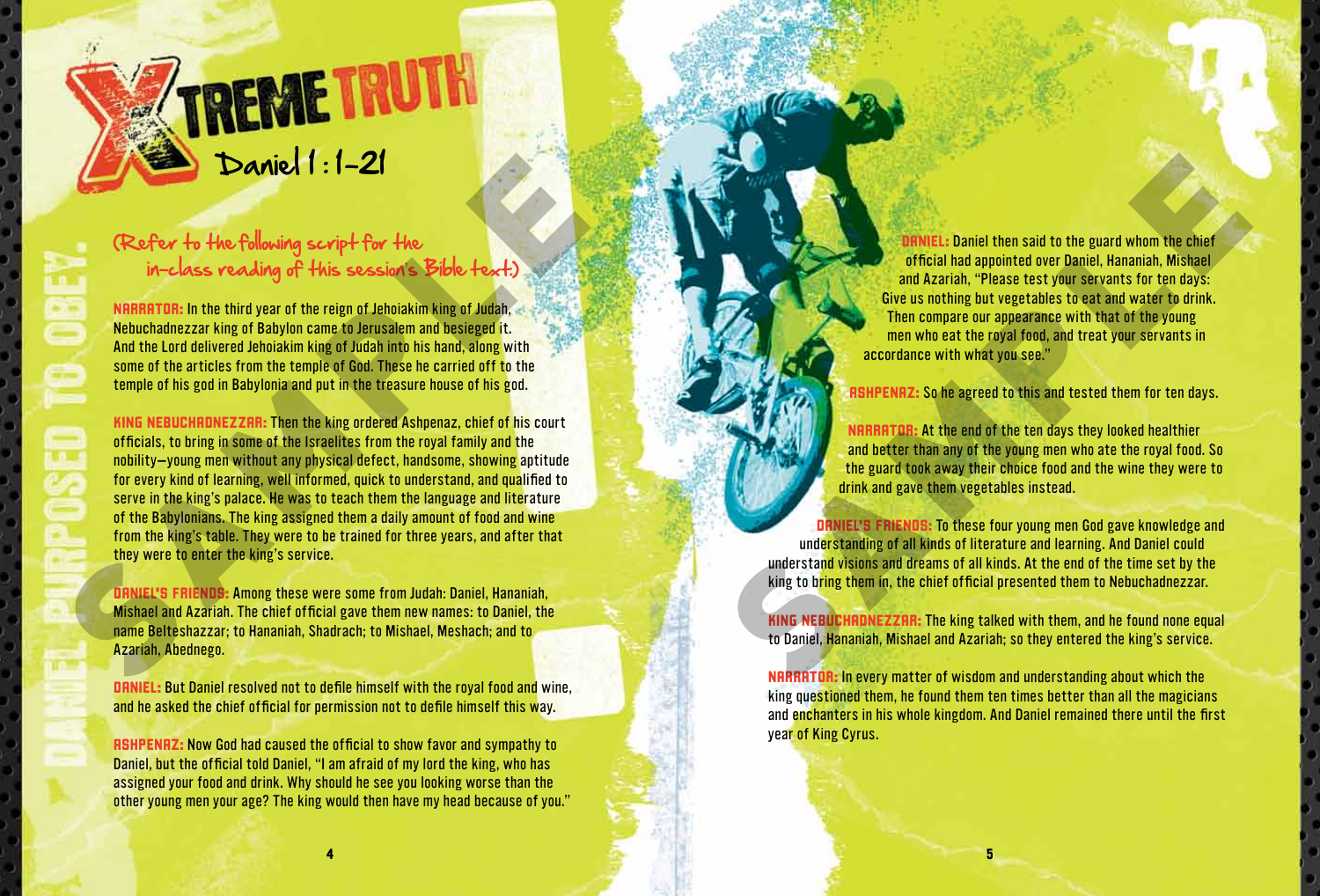# XTREME TRUTH

## Daniel 1:1–21

*(Refer to the following script for the in-class reading of this session's Bible text.)*

**NARRATOR:** In the third year of the reign of Jehoiakim king of Judah, Nebuchadnezzar king of Babylon came to Jerusalem and besieged it. And the Lord delivered Jehoiakim king of Judah into his hand, along with some of the articles from the temple of God. These he carried off to the temple of his god in Babylonia and put in the treasure house of his god.

**KING NEBUCHADNEZZAR:** Then the king ordered Ashpenaz, chief of his court officials, to bring in some of the Israelites from the royal family and the nobility—young men without any physical defect, handsome, showing aptitude for every kind of learning, well informed, quick to understand, and qualified to serve in the king's palace. He was to teach them the language and literature of the Babylonians. The king assigned them a daily amount of food and wine from the king's table. They were to be trained for three years, and after that they were to enter the king's service.

**DANIEL'S FRIENDS:** Among these were some from Judah: Daniel, Hananiah, Mishael and Azariah. The chief official gave them new names: to Daniel, the name Belteshazzar; to Hananiah, Shadrach; to Mishael, Meshach; and to Azariah, Abednego.

**DANIEL:** But Daniel resolved not to defile himself with the royal food and wine, and he asked the chief official for permission not to defile himself this way.

**ASHPENAZ:** Now God had caused the official to show favor and sympathy to Daniel, but the official told Daniel, "I am afraid of my lord the king, who has assigned your food and drink. Why should he see you looking worse than the other young men your age? The king would then have my head because of you."

**DANIEL:** Daniel then said to the guard whom the chief official had appointed over Daniel, Hananiah, Mishael and Azariah, "Please test your servants for ten days: Give us nothing but vegetables to eat and water to drink. Then compare our appearance with that of the young men who eat the royal food, and treat your servants in accordance with what you see."

**ASHPENAZ:** So he agreed to this and tested them for ten days.

**NARRATOR:** At the end of the ten days they looked healthier and better than any of the young men who ate the royal food. So the guard took away their choice food and the wine they were to drink and gave them vegetables instead.

**DANIEL'S FRIENDS:** To these four young men God gave knowledge and understanding of all kinds of literature and learning. And Daniel could understand visions and dreams of all kinds. At the end of the time set by the king to bring them in, the chief official presented them to Nebuchadnezzar.

**KING NEBUCHADNEZZAR:** The king talked with them, and he found none equal to Daniel, Hananiah, Mishael and Azariah; so they entered the king's service.

**NARRATOR:** In every matter of wisdom and understanding about which the king questioned them, he found them ten times better than all the magicians and enchanters in his whole kingdom. And Daniel remained there until the first year of King Cyrus.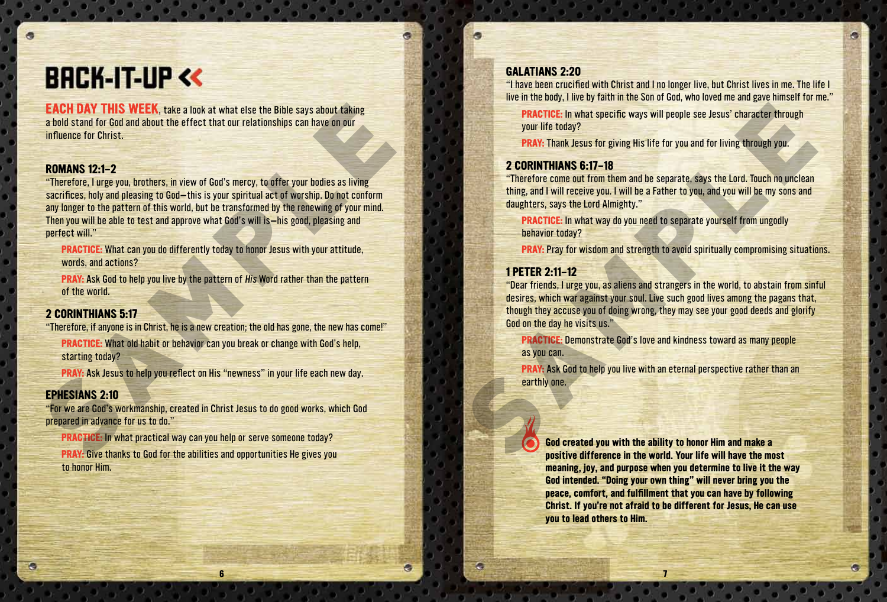# BACK-IT-UP «

**EACH DAY THIS WEEK**, take a look at what else the Bible says about taking a bold stand for God and about the effect that our relationships can have on our influence for Christ.

### ROMANS 12:1–2

"Therefore, I urge you, brothers, in view of God's mercy, to offer your bodies as living sacrifices, holy and pleasing to God—this is your spiritual act of worship. Do not conform any longer to the pattern of this world, but be transformed by the renewing of your mind. Then you will be able to test and approve what God's will is—his good, pleasing and perfect will."

**PRACTICE:** What can you do differently today to honor Jesus with your attitude, words, and actions?

**PRAY:** Ask God to help you live by the pattern of *His* Word rather than the pattern of the world.

### 2 CORINTHIANS 5:17

"Therefore, if anyone is in Christ, he is a new creation; the old has gone, the new has come!"

**PRACTICE:** What old habit or behavior can you break or change with God's help, starting today?

**PRAY:** Ask Jesus to help you reflect on His "newness" in your life each new day.

### EPHESIANS 2:10

"For we are God's workmanship, created in Christ Jesus to do good works, which God prepared in advance for us to do."

**PRACTICE:** In what practical way can you help or serve someone today?

**PRAY:** Give thanks to God for the abilities and opportunities He gives you to honor Him.

### GALATIANS 2:20

"I have been crucified with Christ and I no longer live, but Christ lives in me. The life I live in the body, I live by faith in the Son of God, who loved me and gave himself for me."

**PRACTICE:** In what specific ways will people see Jesus' character through your life today?

**PRAY:** Thank Jesus for giving His life for you and for living through you.

### 2 CORINTHIANS 6:17–18

"Therefore come out from them and be separate, says the Lord. Touch no unclean thing, and I will receive you. I will be a Father to you, and you will be my sons and daughters, says the Lord Almighty."

**PRACTICE:** In what way do you need to separate yourself from ungodly behavior today?

**PRAY:** Pray for wisdom and strength to avoid spiritually compromising situations.

### 1 PETER 2:11–12

"Dear friends, I urge you, as aliens and strangers in the world, to abstain from sinful desires, which war against your soul. Live such good lives among the pagans that, though they accuse you of doing wrong, they may see your good deeds and glorify God on the day he visits us."

**PRACTICE:** Demonstrate God's love and kindness toward as many people as you can.

**PRAY:** Ask God to help you live with an eternal perspective rather than an earthly one.

**God created you with the ability to honor Him and make a positive difference in the world. Your life will have the most meaning, joy, and purpose when you determine to live it the way God intended. "Doing your own thing" will never bring you the peace, comfort, and fulfillment that you can have by following Christ. If you're not afraid to be different for Jesus, He can use you to lead others to Him.**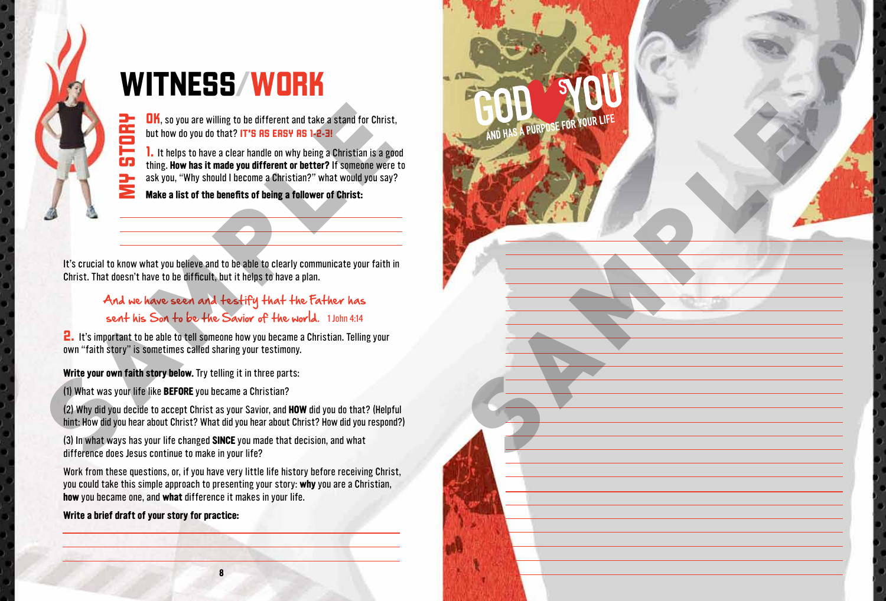# WITNESS/WORK

## MY STORY

**OK**, so you are willing to be different and take a stand for Christ, but how do you do that? **IT'S AS EASY AS 1-2-3!**

**1.** It helps to have a clear handle on why being a Christian is a good thing. **How has it made you different or better?** If someone were to ask you, "Why should I become a Christian?" what would you say?

**Make a list of the benefits of being a follower of Christ:**

It's crucial to know what you believe and to be able to clearly communicate your faith in Christ. That doesn't have to be difficult, but it helps to have a plan.

*And we have seen and testify that the Father has sent his Son to be the Savior of the world.* 1 John 4:14

**2.** It's important to be able to tell someone how you became a Christian. Telling your own "faith story" is sometimes called sharing your testimony.

**Write your own faith story below.** Try telling it in three parts:

(1) What was your life like **BEFORE** you became a Christian?

(2) Why did you decide to accept Christ as your Savior, and **HOW** did you do that? (Helpful hint: How did you hear about Christ? What did you hear about Christ? How did you respond?)

(3) In what ways has your life changed **SINCE** you made that decision, and what difference does Jesus continue to make in your life?

Work from these questions, or, if you have very little life history before receiving Christ, you could take this simple approach to presenting your story: **why** you are a Christian, **how** you became one, and **what** difference it makes in your life.

**Write a brief draft of your story for practice:**

GOD ♥S YOU AND HAS A PURPOSE FOR YOUR LIFE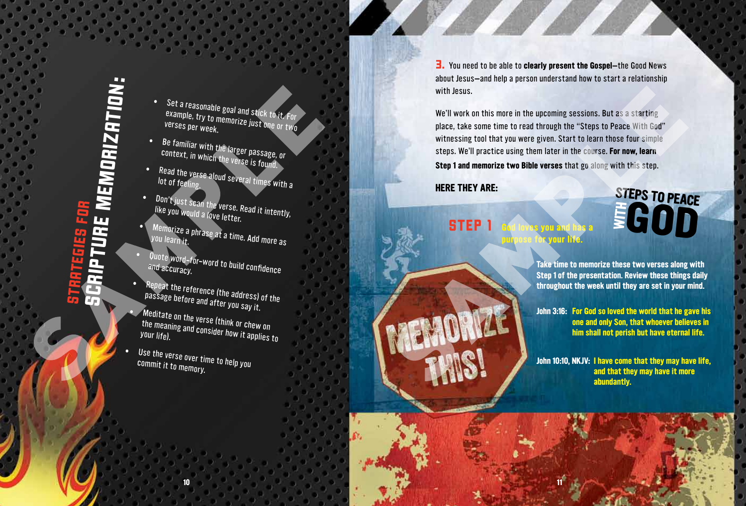## STRATEGIES FOR SCRIPTURE MEMORIZATION:

- Set a reasonable goal and stick to it. For example, try to memorize just one or two verses per week.
- Be familiar with the larger passage, or context, in which the verse is found.
- Read the verse aloud several times with a lot of feeling.
- Don't just scan the verse. Read it intently, like you would a love letter.
- Memorize a phrase at a time. Add more as you learn it.
- Quote word-for-word to build confidence and accuracy.
- Repeat the reference (the address) of the passage before and after you say it.
- Meditate on the verse (think or chew on the meaning and consider how it applies to your life).
- Use the verse over time to help you commit it to memory.

**3.** You need to be able to **clearly present the Gospel**—the Good News about Jesus—and help a person understand how to start a relationship with Jesus.

We'll work on this more in the upcoming sessions. But as a starting place, take some time to read through the "Steps to Peace With God" witnessing tool that you were given. Start to learn those four simple steps. We'll practice using them later in the course. **For now, learn Step 1 and memorize two Bible verses** that go along with this step.

**HERE THEY ARE:**

**STEPS TO PEACE WITH GOD**

**STEP 1** **God loves you and has a purpose for your life.**

**MEMORIZE THIS!**

**Take time to memorize these two verses along with Step 1 of the presentation. Review these things daily throughout the week until they are set in your mind.**

**John 3:16:** **For God so loved the world that he gave his one and only Son, that whoever believes in him shall not perish but have eternal life.**

**John 10:10, NKJV:** **I have come that they may have life, and that they may have it more abundantly.**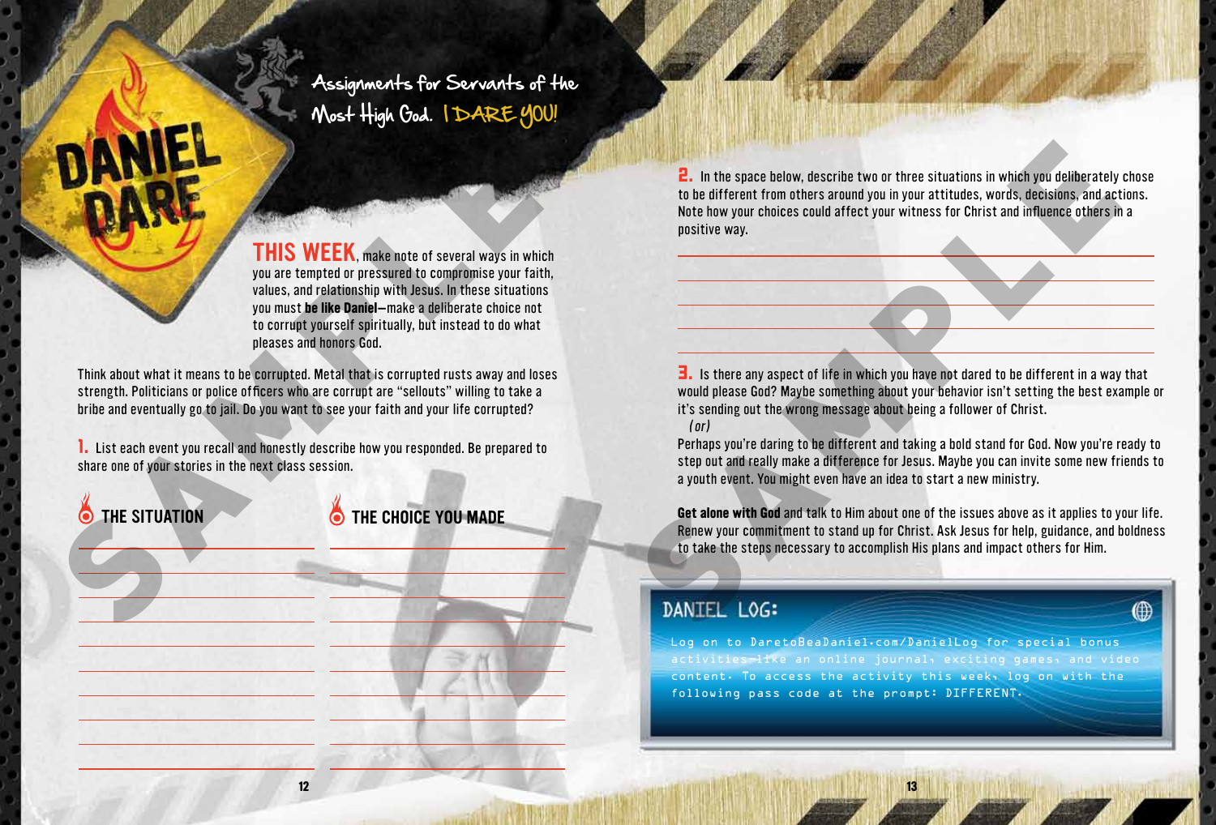DANIEL DARE

Assignments for Servants of the Most High God. I DARE YOU!

**THIS WEEK**, make note of several ways in which you are tempted or pressured to compromise your faith, values, and relationship with Jesus. In these situations you must **be like Daniel**—make a deliberate choice not to corrupt yourself spiritually, but instead to do what pleases and honors God.

Think about what it means to be corrupted. Metal that is corrupted rusts away and loses strength. Politicians or police officers who are corrupt are "sellouts" willing to take a bribe and eventually go to jail. Do you want to see your faith and your life corrupted?

**1.** List each event you recall and honestly describe how you responded. Be prepared to share one of your stories in the next class session.

| THE SITUATION | THE CHOICE YOU MADE |
| --- | --- |
| | |
| | |
| | |
| | |
| | |
| | |
| | |
| | |
| | |

**2.** In the space below, describe two or three situations in which you deliberately chose to be different from others around you in your attitudes, words, decisions, and actions. Note how your choices could affect your witness for Christ and influence others in a positive way.

**3.** Is there any aspect of life in which you have not dared to be different in a way that would please God? Maybe something about your behavior isn't setting the best example or it's sending out the wrong message about being a follower of Christ.

*(or)*

Perhaps you're daring to be different and taking a bold stand for God. Now you're ready to step out and really make a difference for Jesus. Maybe you can invite some new friends to a youth event. You might even have an idea to start a new ministry.

**Get alone with God** and talk to Him about one of the issues above as it applies to your life. Renew your commitment to stand up for Christ. Ask Jesus for help, guidance, and boldness to take the steps necessary to accomplish His plans and impact others for Him.

## DANIEL LOG:

Log on to DaretoBeaDaniel.com/DanielLog for special bonus activities—like an online journal, exciting games, and video content. To access the activity this week, log on with the following pass code at the prompt: DIFFERENT.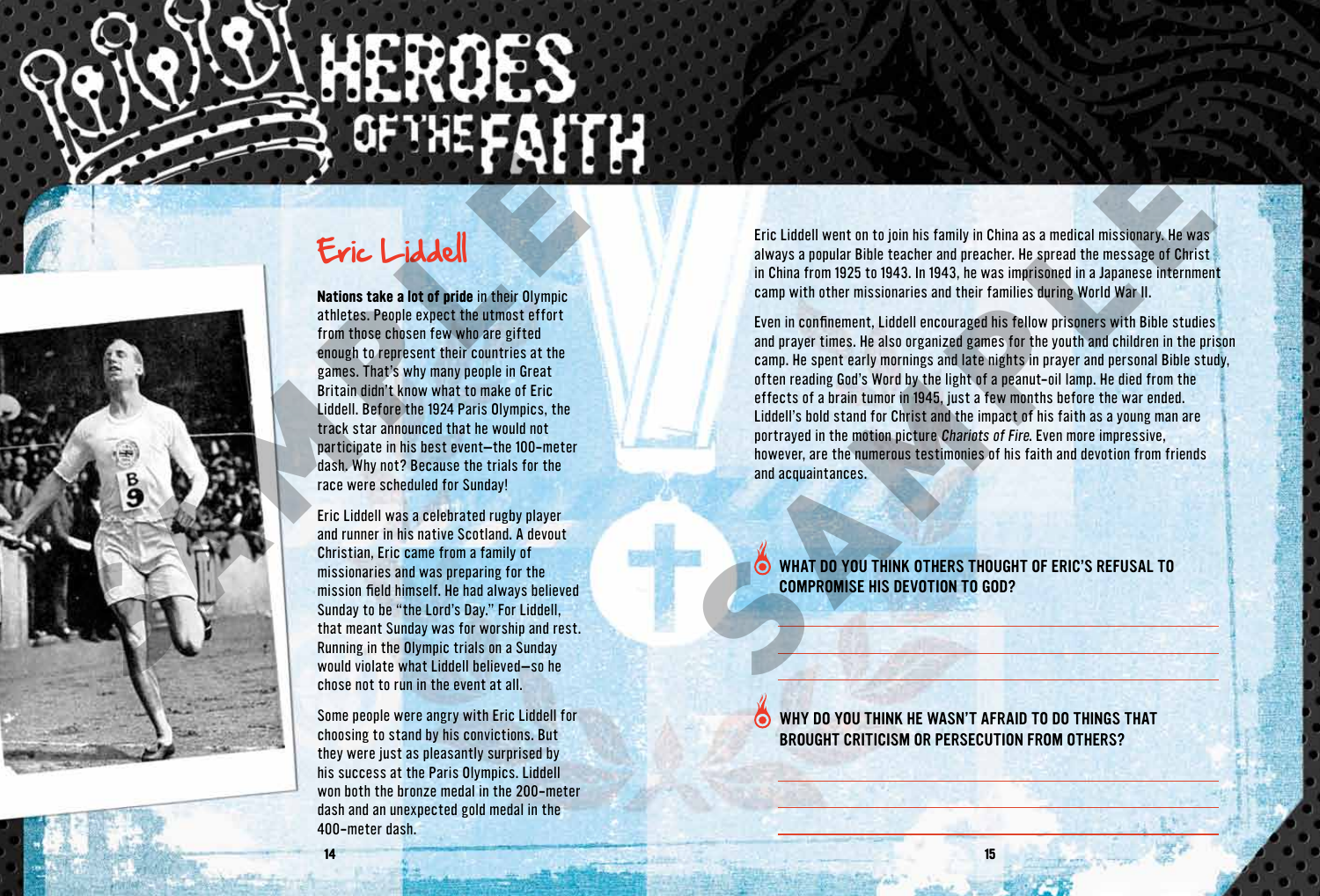# HEROES OF THE FAITH

## Eric Liddell

**Nations take a lot of pride** in their Olympic athletes. People expect the utmost effort from those chosen few who are gifted enough to represent their countries at the games. That's why many people in Great Britain didn't know what to make of Eric Liddell. Before the 1924 Paris Olympics, the track star announced that he would not participate in his best event—the 100-meter dash. Why not? Because the trials for the race were scheduled for Sunday!

Eric Liddell was a celebrated rugby player and runner in his native Scotland. A devout Christian, Eric came from a family of missionaries and was preparing for the mission field himself. He had always believed Sunday to be "the Lord's Day." For Liddell, that meant Sunday was for worship and rest. Running in the Olympic trials on a Sunday would violate what Liddell believed—so he chose not to run in the event at all.

Some people were angry with Eric Liddell for choosing to stand by his convictions. But they were just as pleasantly surprised by his success at the Paris Olympics. Liddell won both the bronze medal in the 200-meter dash and an unexpected gold medal in the 400-meter dash.

Eric Liddell went on to join his family in China as a medical missionary. He was always a popular Bible teacher and preacher. He spread the message of Christ in China from 1925 to 1943. In 1943, he was imprisoned in a Japanese internment camp with other missionaries and their families during World War II.

Even in confinement, Liddell encouraged his fellow prisoners with Bible studies and prayer times. He also organized games for the youth and children in the prison camp. He spent early mornings and late nights in prayer and personal Bible study, often reading God's Word by the light of a peanut-oil lamp. He died from the effects of a brain tumor in 1945, just a few months before the war ended. Liddell's bold stand for Christ and the impact of his faith as a young man are portrayed in the motion picture *Chariots of Fire*. Even more impressive, however, are the numerous testimonies of his faith and devotion from friends and acquaintances.

**WHAT DO YOU THINK OTHERS THOUGHT OF ERIC'S REFUSAL TO COMPROMISE HIS DEVOTION TO GOD?**

**WHY DO YOU THINK HE WASN'T AFRAID TO DO THINGS THAT BROUGHT CRITICISM OR PERSECUTION FROM OTHERS?**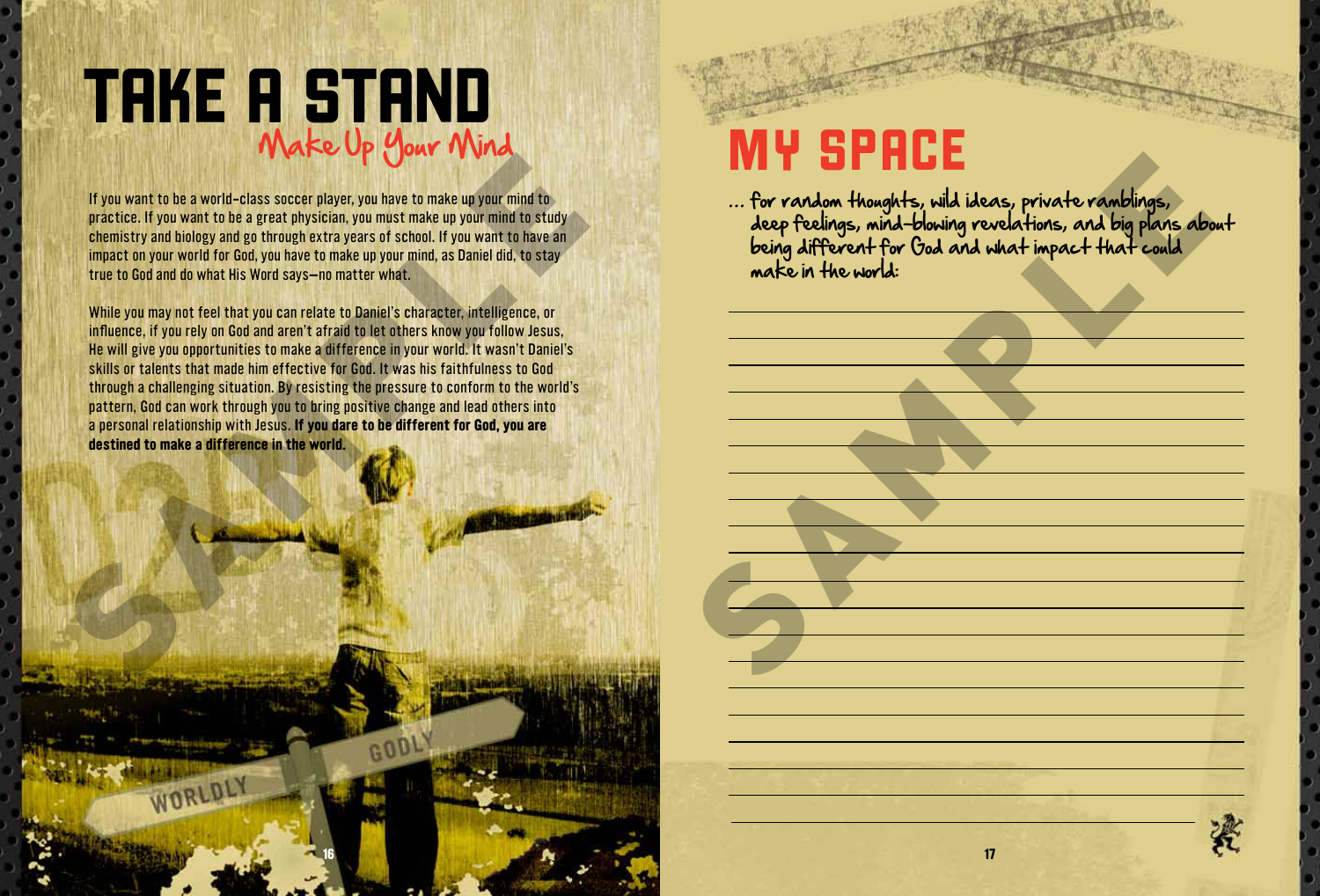# TAKE A STAND

## Make Up Your Mind

If you want to be a world-class soccer player, you have to make up your mind to practice. If you want to be a great physician, you must make up your mind to study chemistry and biology and go through extra years of school. If you want to have an impact on your world for God, you have to make up your mind, as Daniel did, to stay true to God and do what His Word says—no matter what.

While you may not feel that you can relate to Daniel's character, intelligence, or influence, if you rely on God and aren't afraid to let others know you follow Jesus, He will give you opportunities to make a difference in your world. It wasn't Daniel's skills or talents that made him effective for God. It was his faithfulness to God through a challenging situation. By resisting the pressure to conform to the world's pattern, God can work through you to bring positive change and lead others into a personal relationship with Jesus. **If you dare to be different for God, you are destined to make a difference in the world.**

WORLDLY

GODLY

# MY SPACE

... for random thoughts, wild ideas, private ramblings, deep feelings, mind-blowing revelations, and big plans about being different for God and what impact that could make in the world:

______________________________

______________________________

______________________________

______________________________

______________________________

______________________________

______________________________

______________________________

______________________________

______________________________

______________________________

______________________________

______________________________

______________________________

______________________________

______________________________

______________________________

______________________________

______________________________

______________________________